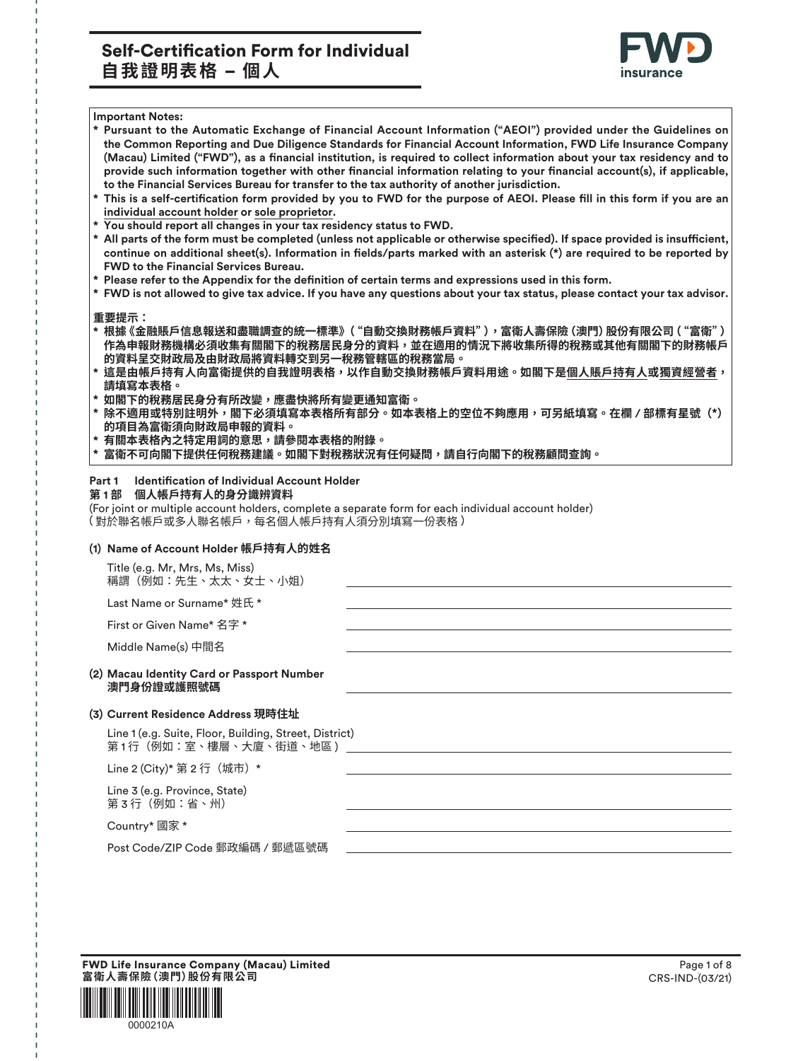# Self-Certification Form for Individual
# 自我證明表格 – 個人

**Important Notes:**

* **Pursuant to the Automatic Exchange of Financial Account Information ("AEOI") provided under the Guidelines on the Common Reporting and Due Diligence Standards for Financial Account Information, FWD Life Insurance Company (Macau) Limited ("FWD"), as a financial institution, is required to collect information about your tax residency and to provide such information together with other financial information relating to your financial account(s), if applicable, to the Financial Services Bureau for transfer to the tax authority of another jurisdiction.**
* **This is a self-certification form provided by you to FWD for the purpose of AEOI. Please fill in this form if you are an individual account holder or sole proprietor.**
* **You should report all changes in your tax residency status to FWD.**
* **All parts of the form must be completed (unless not applicable or otherwise specified). If space provided is insufficient, continue on additional sheet(s). Information in fields/parts marked with an asterisk (*) are required to be reported by FWD to the Financial Services Bureau.**
* **Please refer to the Appendix for the definition of certain terms and expressions used in this form.**
* **FWD is not allowed to give tax advice. If you have any questions about your tax status, please contact your tax advisor.**

**重要提示：**

* **根據《金融賬戶信息報送和盡職調查的統一標準》("自動交換財務帳戶資料")，富衛人壽保險(澳門)股份有限公司("富衛")作為申報財務機構必須收集有關閣下的稅務居民身分的資料，並在適用的情況下將收集所得的稅務或其他有關閣下的財務帳戶的資料呈交財政局及由財政局將資料轉交到另一稅務管轄區的稅務當局。**
* **這是由帳戶持有人向富衛提供的自我證明表格，以作自動交換財務帳戶資料用途。如閣下是個人賬戶持有人或獨資經營者，請填寫本表格。**
* **如閣下的稅務居民身分有所改變，應盡快將所有變更通知富衛。**
* **除不適用或特別註明外，閣下必須填寫本表格所有部分。如本表格上的空位不夠應用，可另紙填寫。在欄/部標有星號(*)的項目為富衛須向財政局申報的資料。**
* **有關本表格內之特定用詞的意思，請參閱本表格的附錄。**
* **富衛不可向閣下提供任何稅務建議。如閣下對稅務狀況有任何疑問，請自行向閣下的稅務顧問查詢。**

## Part 1 Identification of Individual Account Holder
## 第1部 個人帳戶持有人的身分識辨資料

(For joint or multiple account holders, complete a separate form for each individual account holder)
(對於聯名帳戶或多人聯名帳戶，每名個人帳戶持有人須分別填寫一份表格)

### (1) Name of Account Holder 帳戶持有人的姓名

Title (e.g. Mr, Mrs, Ms, Miss)
稱謂（例如：先生、太太、女士、小姐） ______________________

Last Name or Surname* 姓氏 * ______________________

First or Given Name* 名字 * ______________________

Middle Name(s) 中間名 ______________________

### (2) Macau Identity Card or Passport Number 澳門身份證或護照號碼

______________________

### (3) Current Residence Address 現時住址

Line 1 (e.g. Suite, Floor, Building, Street, District)
第1行（例如：室、樓層、大廈、街道、地區） ______________________

Line 2 (City)* 第2行（城市）* ______________________

Line 3 (e.g. Province, State)
第3行（例如：省、州） ______________________

Country* 國家 * ______________________

Post Code/ZIP Code 郵政編碼 / 郵遞區號碼 ______________________

**FWD Life Insurance Company (Macau) Limited**
**富衛人壽保險(澳門)股份有限公司**

CRS-IND-(03/21)

0000210A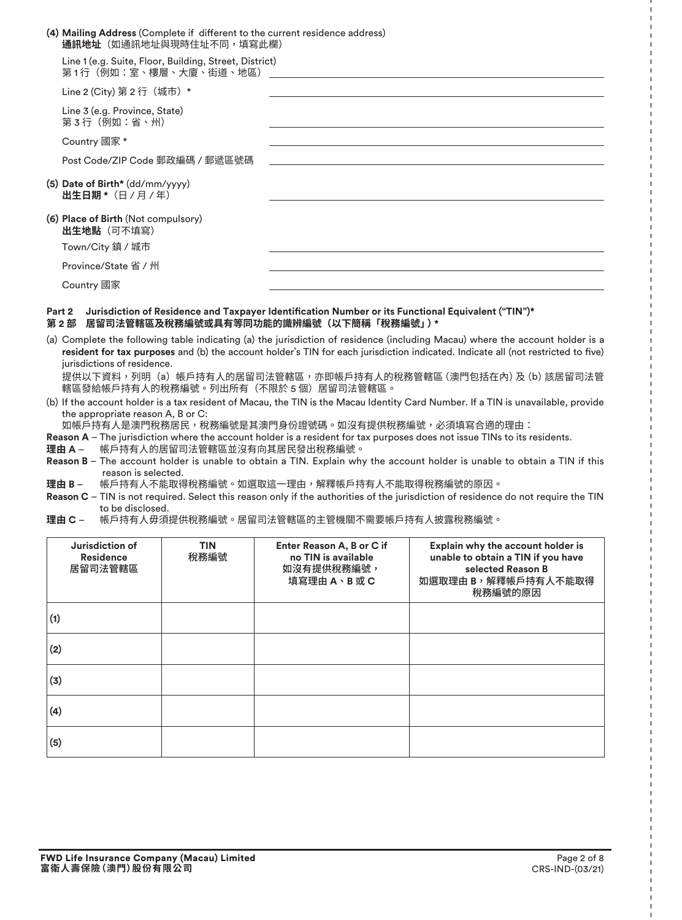**(4) Mailing Address** (Complete if different to the current residence address)
**通訊地址**（如通訊地址與現時住址不同，填寫此欄）

Line 1 (e.g. Suite, Floor, Building, Street, District)
第 1 行（例如：室、樓層、大廈、街道、地區） ______________________

Line 2 (City) 第 2 行（城市）* ______________________

Line 3 (e.g. Province, State)
第 3 行（例如：省、州） ______________________

Country 國家 * ______________________

Post Code/ZIP Code 郵政編碼 / 郵遞區號碼 ______________________

**(5) Date of Birth*** (dd/mm/yyyy)
**出生日期 ***（日 / 月 / 年） ______________________

**(6) Place of Birth** (Not compulsory)
**出生地點**（可不填寫）

Town/City 鎮 / 城市 ______________________

Province/State 省 / 州 ______________________

Country 國家 ______________________

## Part 2 Jurisdiction of Residence and Taxpayer Identification Number or its Functional Equivalent ("TIN")*
## 第 2 部 居留司法管轄區及稅務編號或具有等同功能的識辨編號（以下簡稱「稅務編號」）*

(a) Complete the following table indicating (a) the jurisdiction of residence (including Macau) where the account holder is a **resident for tax purposes** and (b) the account holder's TIN for each jurisdiction indicated. Indicate all (not restricted to five) jurisdictions of residence.
提供以下資料，列明（a）帳戶持有人的居留司法管轄區，亦即帳戶持有人的稅務管轄區 (澳門包括在內) 及 (b) 該居留司法管轄區發給帳戶持有人的稅務編號。列出所有（不限於 5 個）居留司法管轄區。

(b) If the account holder is a tax resident of Macau, the TIN is the Macau Identity Card Number. If a TIN is unavailable, provide the appropriate reason A, B or C:
如帳戶持有人是澳門稅務居民，稅務編號是其澳門身份證號碼。如沒有提供稅務編號，必須填寫合適的理由：

**Reason A** – The jurisdiction where the account holder is a resident for tax purposes does not issue TINs to its residents.
**理由 A** – 帳戶持有人的居留司法管轄區並沒有向其居民發出稅務編號。

**Reason B** – The account holder is unable to obtain a TIN. Explain why the account holder is unable to obtain a TIN if this reason is selected.
**理由 B** – 帳戶持有人不能取得稅務編號。如選取這一理由，解釋帳戶持有人不能取得稅務編號的原因。

**Reason C** – TIN is not required. Select this reason only if the authorities of the jurisdiction of residence do not require the TIN to be disclosed.
**理由 C** – 帳戶持有人毋須提供稅務編號。居留司法管轄區的主管機關不需要帳戶持有人披露稅務編號。

| Jurisdiction of Residence 居留司法管轄區 | TIN 稅務編號 | Enter Reason A, B or C if no TIN is available 如沒有提供稅務編號，填寫理由 A、B 或 C | Explain why the account holder is unable to obtain a TIN if you have selected Reason B 如選取理由 B，解釋帳戶持有人不能取得稅務編號的原因 |
|---|---|---|---|
| (1) | | | |
| (2) | | | |
| (3) | | | |
| (4) | | | |
| (5) | | | |

**FWD Life Insurance Company (Macau) Limited**
**富衛人壽保險 (澳門) 股份有限公司**

CRS-IND-(03/21)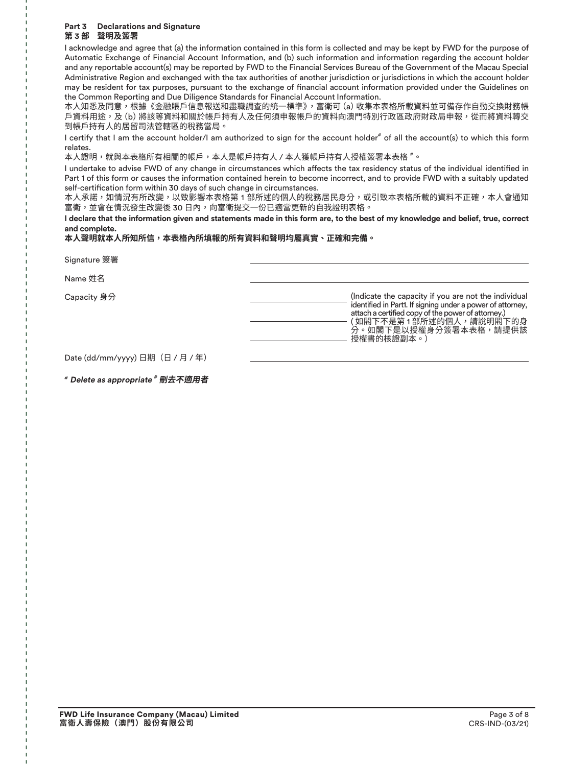## Part 3 Declarations and Signature
## 第 3 部 聲明及簽署

I acknowledge and agree that (a) the information contained in this form is collected and may be kept by FWD for the purpose of Automatic Exchange of Financial Account Information, and (b) such information and information regarding the account holder and any reportable account(s) may be reported by FWD to the Financial Services Bureau of the Government of the Macau Special Administrative Region and exchanged with the tax authorities of another jurisdiction or jurisdictions in which the account holder may be resident for tax purposes, pursuant to the exchange of financial account information provided under the Guidelines on the Common Reporting and Due Diligence Standards for Financial Account Information.

本人知悉及同意，根據《金融賬戶信息報送和盡職調查的統一標準》，富衛可 (a) 收集本表格所載資料並可備存作自動交換財務帳戶資料用途，及 (b) 將該等資料和關於帳戶持有人及任何須申報帳戶的資料向澳門特別行政區政府財政局申報，從而將資料轉交到帳戶持有人的居留司法管轄區的稅務當局。

I certify that I am the account holder/I am authorized to sign for the account holder# of all the account(s) to which this form relates.

本人證明，就與本表格所有相關的帳戶，本人是帳戶持有人 / 本人獲帳戶持有人授權簽署本表格 #。

I undertake to advise FWD of any change in circumstances which affects the tax residency status of the individual identified in Part 1 of this form or causes the information contained herein to become incorrect, and to provide FWD with a suitably updated self-certification form within 30 days of such change in circumstances.

本人承諾，如情況有所改變，以致影響本表格第 1 部所述的個人的稅務居民身分，或引致本表格所載的資料不正確，本人會通知富衛，並會在情況發生改變後 30 日內，向富衛提交一份已適當更新的自我證明表格。

**I declare that the information given and statements made in this form are, to the best of my knowledge and belief, true, correct and complete.**

**本人聲明就本人所知所信，本表格內所填報的所有資料和聲明均屬真實、正確和完備。**

Signature 簽署 ______________________________

Name 姓名 ______________________________

Capacity 身分 ______________________________ (Indicate the capacity if you are not the individual identified in Part1. If signing under a power of attorney, attach a certified copy of the power of attorney.)
( 如閣下不是第 1 部所述的個人，請說明閣下的身分。如閣下是以授權身分簽署本表格，請提供該授權書的核證副本。)

Date (dd/mm/yyyy) 日期（日 / 月 / 年） ______________________________

*# Delete as appropriate # 刪去不適用者*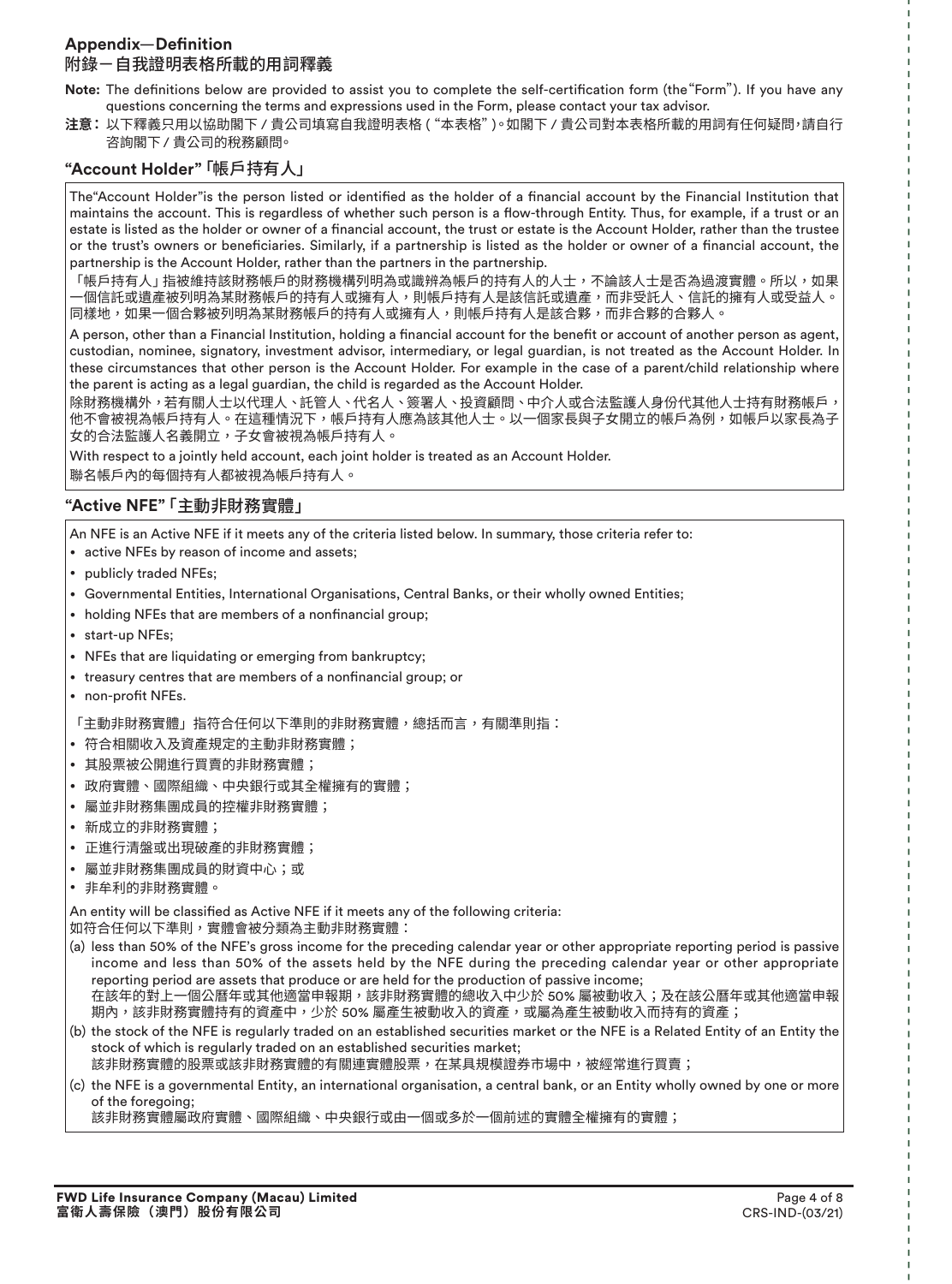## Appendix—Definition
## 附錄－自我證明表格所載的用詞釋義

**Note:** The definitions below are provided to assist you to complete the self-certification form (the"Form"). If you have any questions concerning the terms and expressions used in the Form, please contact your tax advisor.

**注意：** 以下釋義只用以協助閣下 / 貴公司填寫自我證明表格 ( "本表格" )。如閣下 / 貴公司對本表格所載的用詞有任何疑問，請自行咨詢閣下 / 貴公司的稅務顧問。

### "Account Holder" 「帳戶持有人」

The"Account Holder"is the person listed or identified as the holder of a financial account by the Financial Institution that maintains the account. This is regardless of whether such person is a flow-through Entity. Thus, for example, if a trust or an estate is listed as the holder or owner of a financial account, the trust or estate is the Account Holder, rather than the trustee or the trust's owners or beneficiaries. Similarly, if a partnership is listed as the holder or owner of a financial account, the partnership is the Account Holder, rather than the partners in the partnership.

「帳戶持有人」指被維持該財務帳戶的財務機構列明為或識辨為帳戶的持有人的人士，不論該人士是否為過渡實體。所以，如果一個信託或遺產被列明為某財務帳戶的持有人或擁有人，則帳戶持有人是該信託或遺產，而非受託人、信託的擁有人或受益人。同樣地，如果一個合夥被列明為某財務帳戶的持有人或擁有人，則帳戶持有人是該合夥，而非合夥的合夥人。

A person, other than a Financial Institution, holding a financial account for the benefit or account of another person as agent, custodian, nominee, signatory, investment advisor, intermediary, or legal guardian, is not treated as the Account Holder. In these circumstances that other person is the Account Holder. For example in the case of a parent/child relationship where the parent is acting as a legal guardian, the child is regarded as the Account Holder.

除財務機構外，若有關人士以代理人、託管人、代名人、簽署人、投資顧問、中介人或合法監護人身份代其他人士持有財務帳戶，他不會被視為帳戶持有人。在這種情況下，帳戶持有人應為該其他人士。以一個家長與子女開立的帳戶為例，如帳戶以家長為子女的合法監護人名義開立，子女會被視為帳戶持有人。

With respect to a jointly held account, each joint holder is treated as an Account Holder.

聯名帳戶內的每個持有人都被視為帳戶持有人。

### "Active NFE" 「主動非財務實體」

An NFE is an Active NFE if it meets any of the criteria listed below. In summary, those criteria refer to:

- active NFEs by reason of income and assets;
- publicly traded NFEs;
- Governmental Entities, International Organisations, Central Banks, or their wholly owned Entities;
- holding NFEs that are members of a nonfinancial group;
- start-up NFEs;
- NFEs that are liquidating or emerging from bankruptcy;
- treasury centres that are members of a nonfinancial group; or
- non-profit NFEs.

「主動非財務實體」指符合任何以下準則的非財務實體，總括而言，有關準則指：

- 符合相關收入及資產規定的主動非財務實體；
- 其股票被公開進行買賣的非財務實體；
- 政府實體、國際組織、中央銀行或其全權擁有的實體；
- 屬並非財務集團成員的控權非財務實體；
- 新成立的非財務實體；
- 正進行清盤或出現破產的非財務實體；
- 屬並非財務集團成員的財資中心；或
- 非牟利的非財務實體。

An entity will be classified as Active NFE if it meets any of the following criteria:

如符合任何以下準則，實體會被分類為主動非財務實體：

(a) less than 50% of the NFE's gross income for the preceding calendar year or other appropriate reporting period is passive income and less than 50% of the assets held by the NFE during the preceding calendar year or other appropriate reporting period are assets that produce or are held for the production of passive income;
在該年的對上一個公曆年或其他適當申報期，該非財務實體的總收入中少於 50% 屬被動收入；及在該公曆年或其他適當申報期內，該非財務實體持有的資產中，少於 50% 屬產生被動收入的資產，或屬為產生被動收入而持有的資產；

(b) the stock of the NFE is regularly traded on an established securities market or the NFE is a Related Entity of an Entity the stock of which is regularly traded on an established securities market;
該非財務實體的股票或該非財務實體的有關連實體股票，在某具規模證券市場中，被經常進行買賣；

(c) the NFE is a governmental Entity, an international organisation, a central bank, or an Entity wholly owned by one or more of the foregoing;
該非財務實體屬政府實體、國際組織、中央銀行或由一個或多於一個前述的實體全權擁有的實體；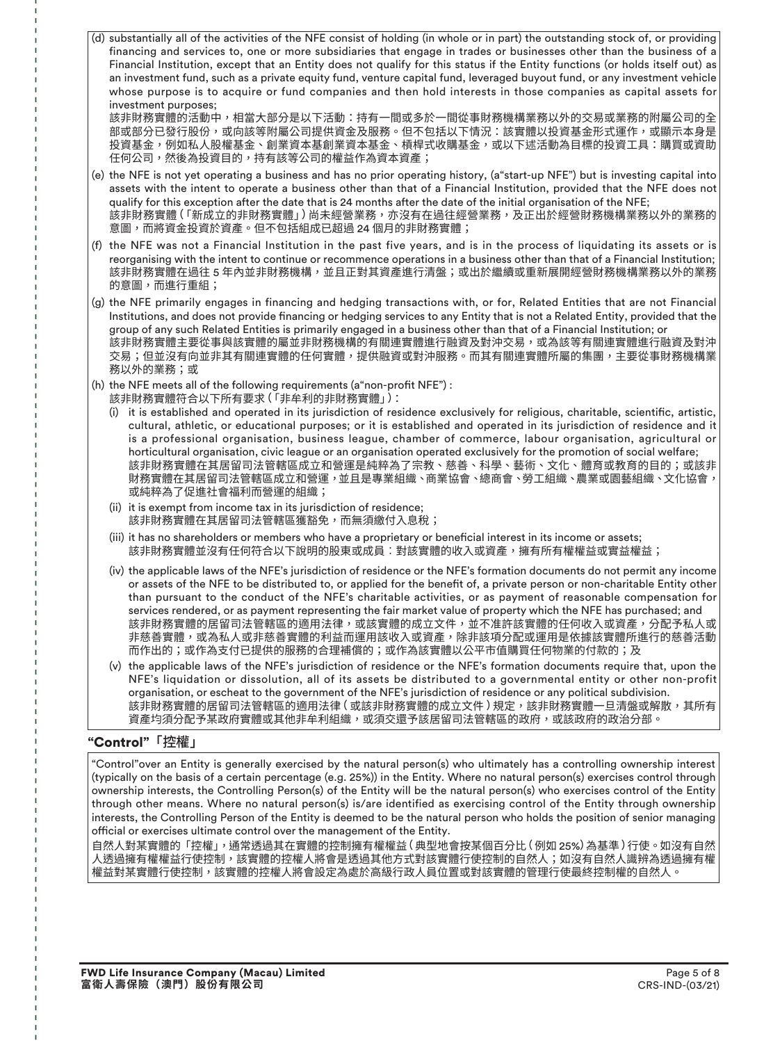(d) substantially all of the activities of the NFE consist of holding (in whole or in part) the outstanding stock of, or providing financing and services to, one or more subsidiaries that engage in trades or businesses other than the business of a Financial Institution, except that an Entity does not qualify for this status if the Entity functions (or holds itself out) as an investment fund, such as a private equity fund, venture capital fund, leveraged buyout fund, or any investment vehicle whose purpose is to acquire or fund companies and then hold interests in those companies as capital assets for investment purposes;
該非財務實體的活動中，相當大部分是以下活動：持有一間或多於一間從事財務機構業務以外的交易或業務的附屬公司的全部或部分已發行股份，或向該等附屬公司提供資金及服務。但不包括以下情況：該實體以投資基金形式運作，或顯示本身是投資基金，例如私人股權基金、創業資本基創業資本基金、槓桿式收購基金，或以下述活動為目標的投資工具：購買或資助任何公司，然後為投資目的，持有該等公司的權益作為資本資產；

(e) the NFE is not yet operating a business and has no prior operating history, (a"start-up NFE") but is investing capital into assets with the intent to operate a business other than that of a Financial Institution, provided that the NFE does not qualify for this exception after the date that is 24 months after the date of the initial organisation of the NFE;
該非財務實體（「新成立的非財務實體」）尚未經營業務，亦沒有在過往經營業務，及正出於經營財務機構業務以外的業務的意圖，而將資金投資於資產。但不包括組成已超過 24 個月的非財務實體；

(f) the NFE was not a Financial Institution in the past five years, and is in the process of liquidating its assets or is reorganising with the intent to continue or recommence operations in a business other than that of a Financial Institution;
該非財務實體在過往 5 年內並非財務機構，並且正對其資產進行清盤；或出於繼續或重新展開經營財務機構業務以外的業務的意圖，而進行重組；

(g) the NFE primarily engages in financing and hedging transactions with, or for, Related Entities that are not Financial Institutions, and does not provide financing or hedging services to any Entity that is not a Related Entity, provided that the group of any such Related Entities is primarily engaged in a business other than that of a Financial Institution; or
該非財務實體主要從事與該實體的屬並非財務機構的有關連實體進行融資及對沖交易，或為該等有關連實體進行融資及對沖交易；但並沒有向並非其有關連實體的任何實體，提供融資或對沖服務。而其有關連實體所屬的集團，主要從事財務機構業務以外的業務；或

(h) the NFE meets all of the following requirements (a"non-profit NFE") :
該非財務實體符合以下所有要求（「非牟利的非財務實體」）：

(i) it is established and operated in its jurisdiction of residence exclusively for religious, charitable, scientific, artistic, cultural, athletic, or educational purposes; or it is established and operated in its jurisdiction of residence and it is a professional organisation, business league, chamber of commerce, labour organisation, agricultural or horticultural organisation, civic league or an organisation operated exclusively for the promotion of social welfare;
該非財務實體在其居留司法管轄區成立和營運是純粹為了宗教、慈善、科學、藝術、文化、體育或教育的目的；或該非財務實體在其居留司法管轄區成立和營運，並且是專業組織、商業協會、總商會、勞工組織、農業或園藝組織、文化協會，或純粹為了促進社會福利而營運的組織；

(ii) it is exempt from income tax in its jurisdiction of residence;
該非財務實體在其居留司法管轄區獲豁免，而無須繳付入息稅；

(iii) it has no shareholders or members who have a proprietary or beneficial interest in its income or assets;
該非財務實體並沒有任何符合以下說明的股東或成員：對該實體的收入或資產，擁有所有權權益或實益權益；

(iv) the applicable laws of the NFE's jurisdiction of residence or the NFE's formation documents do not permit any income or assets of the NFE to be distributed to, or applied for the benefit of, a private person or non-charitable Entity other than pursuant to the conduct of the NFE's charitable activities, or as payment of reasonable compensation for services rendered, or as payment representing the fair market value of property which the NFE has purchased; and
該非財務實體的居留司法管轄區的適用法律，或該實體的成立文件，並不准許該實體的任何收入或資產，分配予私人或非慈善實體，或為私人或非慈善實體的利益而運用該收入或資產，除非該項分配或運用是依據該實體所進行的慈善活動而作出的；或作為支付已提供的服務的合理補償的；或作為該實體以公平市值購買任何物業的付款的；及

(v) the applicable laws of the NFE's jurisdiction of residence or the NFE's formation documents require that, upon the NFE's liquidation or dissolution, all of its assets be distributed to a governmental entity or other non-profit organisation, or escheat to the government of the NFE's jurisdiction of residence or any political subdivision.
該非財務實體的居留司法管轄區的適用法律（或該非財務實體的成立文件）規定，該非財務實體一旦清盤或解散，其所有資產均須分配予某政府實體或其他非牟利組織，或須交還予該居留司法管轄區的政府，或該政府的政治分部。

## "Control"「控權」

"Control"over an Entity is generally exercised by the natural person(s) who ultimately has a controlling ownership interest (typically on the basis of a certain percentage (e.g. 25%)) in the Entity. Where no natural person(s) exercises control through ownership interests, the Controlling Person(s) of the Entity will be the natural person(s) who exercises control of the Entity through other means. Where no natural person(s) is/are identified as exercising control of the Entity through ownership interests, the Controlling Person of the Entity is deemed to be the natural person who holds the position of senior managing official or exercises ultimate control over the management of the Entity.

自然人對某實體的「控權」，通常透過其在實體的控制擁有權權益（典型地會按某個百分比（例如 25%）為基準）行使。如沒有自然人透過擁有權權益行使控制，該實體的控權人將會是透過其他方式對該實體行使控制的自然人；如沒有自然人識辨為透過擁有權權益對某實體行使控制，該實體的控權人將會設定為處於高級行政人員位置或對該實體的管理行使最終控制權的自然人。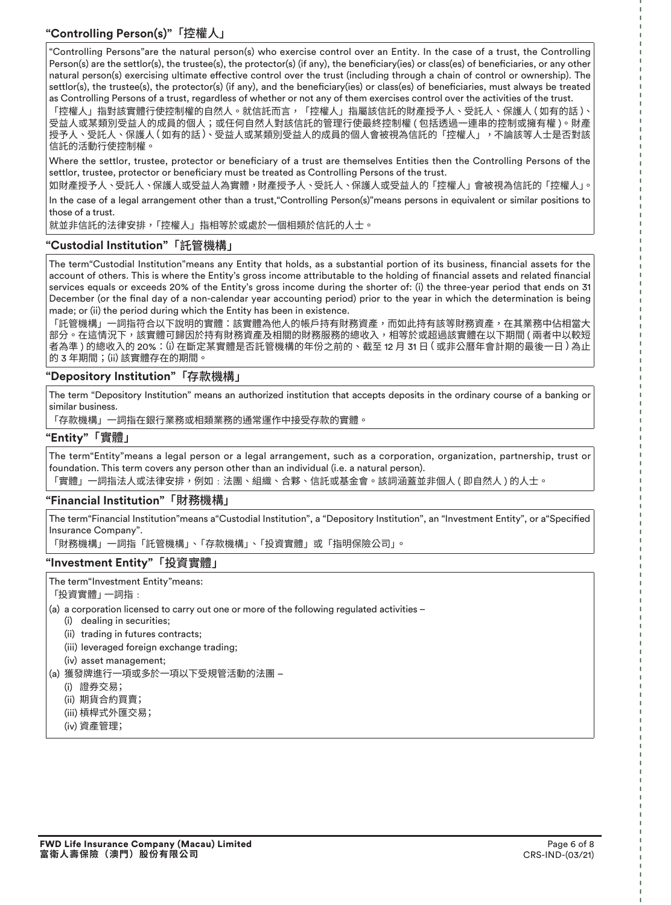### "Controlling Person(s)"「控權人」

"Controlling Persons"are the natural person(s) who exercise control over an Entity. In the case of a trust, the Controlling Person(s) are the settlor(s), the trustee(s), the protector(s) (if any), the beneficiary(ies) or class(es) of beneficiaries, or any other natural person(s) exercising ultimate effective control over the trust (including through a chain of control or ownership). The settlor(s), the trustee(s), the protector(s) (if any), and the beneficiary(ies) or class(es) of beneficiaries, must always be treated as Controlling Persons of a trust, regardless of whether or not any of them exercises control over the activities of the trust.

「控權人」指對該實體行使控制權的自然人。就信託而言，「控權人」指屬該信託的財產授予人、受託人、保護人(如有的話)、受益人或某類別受益人的成員的個人；或任何自然人對該信託的管理行使最終控制權(包括透過一連串的控制或擁有權)。財產授予人、受託人、保護人(如有的話)、受益人或某類別受益人的成員的個人會被視為信託的「控權人」，不論該等人士是否對該信託的活動行使控制權。

Where the settlor, trustee, protector or beneficiary of a trust are themselves Entities then the Controlling Persons of the settlor, trustee, protector or beneficiary must be treated as Controlling Persons of the trust.

如財產授予人、受託人、保護人或受益人為實體，財產授予人、受託人、保護人或受益人的「控權人」會被視為信託的「控權人」。

In the case of a legal arrangement other than a trust,"Controlling Person(s)"means persons in equivalent or similar positions to those of a trust.

就並非信託的法律安排，「控權人」指相等於或處於一個相類於信託的人士。

### "Custodial Institution"「託管機構」

The term"Custodial Institution"means any Entity that holds, as a substantial portion of its business, financial assets for the account of others. This is where the Entity's gross income attributable to the holding of financial assets and related financial services equals or exceeds 20% of the Entity's gross income during the shorter of: (i) the three-year period that ends on 31 December (or the final day of a non-calendar year accounting period) prior to the year in which the determination is being made; or (ii) the period during which the Entity has been in existence.

「託管機構」一詞指符合以下說明的實體：該實體為他人的帳戶持有財務資產，而如此持有該等財務資產，在其業務中佔相當大部分。在這情況下，該實體可歸因於持有財務資產及相關的財務服務的總收入，相等於或超過該實體在以下期間(兩者中以較短者為準)的總收入的 20%：(i) 在斷定某實體是否託管機構的年份之前的、截至 12 月 31 日(或非公曆年會計期的最後一日)為止的 3 年期間；(ii) 該實體存在的期間。

### "Depository Institution"「存款機構」

The term "Depository Institution" means an authorized institution that accepts deposits in the ordinary course of a banking or similar business.

「存款機構」一詞指在銀行業務或相類業務的通常運作中接受存款的實體。

### "Entity"「實體」

The term"Entity"means a legal person or a legal arrangement, such as a corporation, organization, partnership, trust or foundation. This term covers any person other than an individual (i.e. a natural person).

「實體」一詞指法人或法律安排，例如：法團、組織、合夥、信託或基金會。該詞涵蓋並非個人(即自然人)的人士。

### "Financial Institution"「財務機構」

The term"Financial Institution"means a"Custodial Institution", a "Depository Institution", an "Investment Entity", or a"Specified Insurance Company".

「財務機構」一詞指「託管機構」、「存款機構」、「投資實體」或「指明保險公司」。

### "Investment Entity"「投資實體」

The term"Investment Entity"means:

「投資實體」一詞指：

(a) a corporation licensed to carry out one or more of the following regulated activities –
- (i) dealing in securities;
- (ii) trading in futures contracts;
- (iii) leveraged foreign exchange trading;
- (iv) asset management;

(a) 獲發牌進行一項或多於一項以下受規管活動的法團 –
- (i) 證券交易；
- (ii) 期貨合約買賣；
- (iii) 槓桿式外匯交易；
- (iv) 資產管理；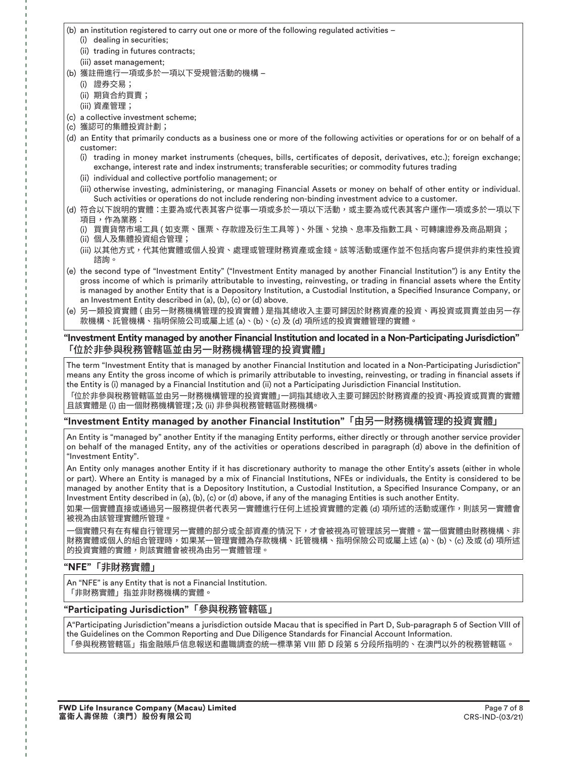(b) an institution registered to carry out one or more of the following regulated activities –
   (i) dealing in securities;
   (ii) trading in futures contracts;
   (iii) asset management;

(b) 獲註冊進行一項或多於一項以下受規管活動的機構 –
   (i) 證券交易；
   (ii) 期貨合約買賣；
   (iii) 資產管理；

(c) a collective investment scheme;

(c) 獲認可的集體投資計劃；

(d) an Entity that primarily conducts as a business one or more of the following activities or operations for or on behalf of a customer:
   (i) trading in money market instruments (cheques, bills, certificates of deposit, derivatives, etc.); foreign exchange; exchange, interest rate and index instruments; transferable securities; or commodity futures trading
   (ii) individual and collective portfolio management; or
   (iii) otherwise investing, administering, or managing Financial Assets or money on behalf of other entity or individual. Such activities or operations do not include rendering non-binding investment advice to a customer.

(d) 符合以下說明的實體：主要為或代表其客户從事一項或多於一項以下活動，或主要為或代表其客户運作一項或多於一項以下項目，作為業務：
   (i) 買賣貨幣市場工具 ( 如支票、匯票、存款證及衍生工具等 )、外匯、兌換、息率及指數工具、可轉讓證券及商品期貨；
   (ii) 個人及集體投資組合管理；
   (iii) 以其他方式，代其他實體或個人投資、處理或管理財務資產或金錢。該等活動或運作並不包括向客戶提供非約束性投資諮詢。

(e) the second type of "Investment Entity" ("Investment Entity managed by another Financial Institution") is any Entity the gross income of which is primarily attributable to investing, reinvesting, or trading in financial assets where the Entity is managed by another Entity that is a Depository Institution, a Custodial Institution, a Specified Insurance Company, or an Investment Entity described in (a), (b), (c) or (d) above.

(e) 另一類投資實體 ( 由另一財務機構管理的投資實體 ) 是指其總收入主要可歸因於財務資產的投資、再投資或買賣並由另一存款機構、託管機構、指明保險公司或屬上述 (a)、(b)、(c) 及 (d) 項所述的投資實體管理的實體。

## "Investment Entity managed by another Financial Institution and located in a Non-Participating Jurisdiction"「位於非參與稅務管轄區並由另一財務機構管理的投資實體」

The term "Investment Entity that is managed by another Financial Institution and located in a Non-Participating Jurisdiction" means any Entity the gross income of which is primarily attributable to investing, reinvesting, or trading in financial assets if the Entity is (i) managed by a Financial Institution and (ii) not a Participating Jurisdiction Financial Institution.

「位於非參與稅務管轄區並由另一財務機構管理的投資實體」一詞指其總收入主要可歸因於財務資產的投資、再投資或買賣的實體且該實體是 (i) 由一個財務機構管理；及 (ii) 非參與稅務管轄區財務機構。

## "Investment Entity managed by another Financial Institution"「由另一財務機構管理的投資實體」

An Entity is "managed by" another Entity if the managing Entity performs, either directly or through another service provider on behalf of the managed Entity, any of the activities or operations described in paragraph (d) above in the definition of "Investment Entity".

An Entity only manages another Entity if it has discretionary authority to manage the other Entity's assets (either in whole or part). Where an Entity is managed by a mix of Financial Institutions, NFEs or individuals, the Entity is considered to be managed by another Entity that is a Depository Institution, a Custodial Institution, a Specified Insurance Company, or an Investment Entity described in (a), (b), (c) or (d) above, if any of the managing Entities is such another Entity.

如果一個實體直接或通過另一服務提供者代表另一實體進行任何上述投資實體的定義 (d) 項所述的活動或運作，則該另一實體會被視為由該管理實體所管理。

一個實體只有在有權自行管理另一實體的部分或全部資產的情況下，才會被視為可管理該另一實體。當一個實體由財務機構、非財務實體或個人的組合管理時，如果某一管理實體為存款機構、託管機構、指明保險公司或屬上述 (a)、(b)、(c) 及或 (d) 項所述的投資實體的實體，則該實體會被視為由另一實體管理。

## "NFE"「非財務實體」

An "NFE" is any Entity that is not a Financial Institution.

「非財務實體」指並非財務機構的實體。

## "Participating Jurisdiction"「參與稅務管轄區」

A"Participating Jurisdiction"means a jurisdiction outside Macau that is specified in Part D, Sub-paragraph 5 of Section VIII of the Guidelines on the Common Reporting and Due Diligence Standards for Financial Account Information.

「參與稅務管轄區」指金融賬戶信息報送和盡職調查的統一標準第 VIII 節 D 段第 5 分段所指明的、在澳門以外的稅務管轄區。

**FWD Life Insurance Company (Macau) Limited**
**富衛人壽保險（澳門）股份有限公司**

CRS-IND-(03/21)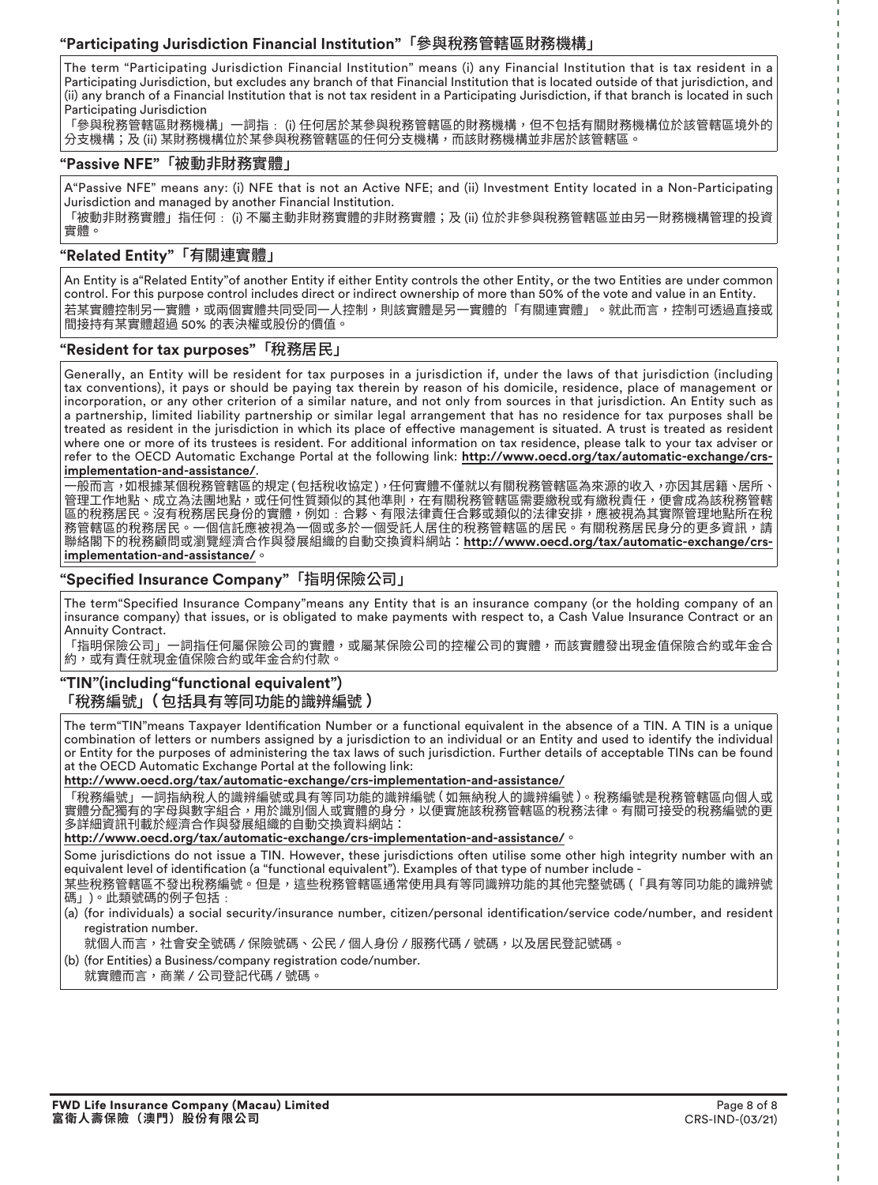### "Participating Jurisdiction Financial Institution"「參與稅務管轄區財務機構」

The term "Participating Jurisdiction Financial Institution" means (i) any Financial Institution that is tax resident in a Participating Jurisdiction, but excludes any branch of that Financial Institution that is located outside of that jurisdiction, and (ii) any branch of a Financial Institution that is not tax resident in a Participating Jurisdiction, if that branch is located in such Participating Jurisdiction

「參與稅務管轄區財務機構」一詞指：(i) 任何居於某參與稅務管轄區的財務機構，但不包括有關財務機構位於該管轄區境外的分支機構；及 (ii) 某財務機構位於某參與稅務管轄區的任何分支機構，而該財務機構並非居於該管轄區。

### "Passive NFE"「被動非財務實體」

A"Passive NFE" means any: (i) NFE that is not an Active NFE; and (ii) Investment Entity located in a Non-Participating Jurisdiction and managed by another Financial Institution.

「被動非財務實體」指任何：(i) 不屬主動非財務實體的非財務實體；及 (ii) 位於非參與稅務管轄區並由另一財務機構管理的投資實體。

### "Related Entity"「有關連實體」

An Entity is a"Related Entity"of another Entity if either Entity controls the other Entity, or the two Entities are under common control. For this purpose control includes direct or indirect ownership of more than 50% of the vote and value in an Entity.

若某實體控制另一實體，或兩個實體共同受同一人控制，則該實體是另一實體的「有關連實體」。就此而言，控制可透過直接或間接持有某實體超過 50% 的表決權或股份的價值。

### "Resident for tax purposes"「稅務居民」

Generally, an Entity will be resident for tax purposes in a jurisdiction if, under the laws of that jurisdiction (including tax conventions), it pays or should be paying tax therein by reason of his domicile, residence, place of management or incorporation, or any other criterion of a similar nature, and not only from sources in that jurisdiction. An Entity such as a partnership, limited liability partnership or similar legal arrangement that has no residence for tax purposes shall be treated as resident in the jurisdiction in which its place of effective management is situated. A trust is treated as resident where one or more of its trustees is resident. For additional information on tax residence, please talk to your tax adviser or refer to the OECD Automatic Exchange Portal at the following link: **http://www.oecd.org/tax/automatic-exchange/crs-implementation-and-assistance/**.

一般而言，如根據某個稅務管轄區的規定(包括稅收協定)，任何實體不僅就以有關稅務管轄區為來源的收入，亦因其居籍、居所、管理工作地點、成立為法團地點，或任何性質類似的其他準則，在有關稅務管轄區需要繳稅或有繳稅責任，便會成為該稅務管轄區的稅務居民。沒有稅務居民身份的實體，例如：合夥、有限法律責任合夥或類似的法律安排，應被視為其實際管理地點所在稅務管轄區的稅務居民。一個信託應被視為一個或多於一個受託人居住的稅務管轄區的居民。有關稅務居民身分的更多資訊，請聯絡閣下的稅務顧問或瀏覽經濟合作與發展組織的自動交換資料網站：**http://www.oecd.org/tax/automatic-exchange/crs-implementation-and-assistance/**。

### "Specified Insurance Company"「指明保險公司」

The term"Specified Insurance Company"means any Entity that is an insurance company (or the holding company of an insurance company) that issues, or is obligated to make payments with respect to, a Cash Value Insurance Contract or an Annuity Contract.

「指明保險公司」一詞指任何屬保險公司的實體，或屬某保險公司的控權公司的實體，而該實體發出現金值保險合約或年金合約，或有責任就現金值保險合約或年金合約付款。

### "TIN"(including"functional equivalent")「稅務編號」( 包括具有等同功能的識辨編號 )

The term"TIN"means Taxpayer Identification Number or a functional equivalent in the absence of a TIN. A TIN is a unique combination of letters or numbers assigned by a jurisdiction to an individual or an Entity and used to identify the individual or Entity for the purposes of administering the tax laws of such jurisdiction. Further details of acceptable TINs can be found at the OECD Automatic Exchange Portal at the following link:

**http://www.oecd.org/tax/automatic-exchange/crs-implementation-and-assistance/**

「稅務編號」一詞指納稅人的識辨編號或具有等同功能的識辨編號 ( 如無納稅人的識辨編號 )。稅務編號是稅務管轄區向個人或實體分配獨有的字母與數字組合，用於識別個人或實體的身分，以便實施該稅務管轄區的稅務法律。有關可接受的稅務編號的更多詳細資訊刊載於經濟合作與發展組織的自動交換資料網站：

**http://www.oecd.org/tax/automatic-exchange/crs-implementation-and-assistance/**。

Some jurisdictions do not issue a TIN. However, these jurisdictions often utilise some other high integrity number with an equivalent level of identification (a "functional equivalent"). Examples of that type of number include -

某些稅務管轄區不發出稅務編號。但是，這些稅務管轄區通常使用具有等同識辨功能的其他完整號碼 (「具有等同功能的識辨號碼」)。此類號碼的例子包括：

(a) (for individuals) a social security/insurance number, citizen/personal identification/service code/number, and resident registration number.
就個人而言，社會安全號碼 / 保險號碼、公民 / 個人身份 / 服務代碼 / 號碼，以及居民登記號碼。

(b) (for Entities) a Business/company registration code/number.
就實體而言，商業 / 公司登記代碼 / 號碼。

**FWD Life Insurance Company (Macau) Limited**
**富衛人壽保險（澳門）股份有限公司**

CRS-IND-(03/21)